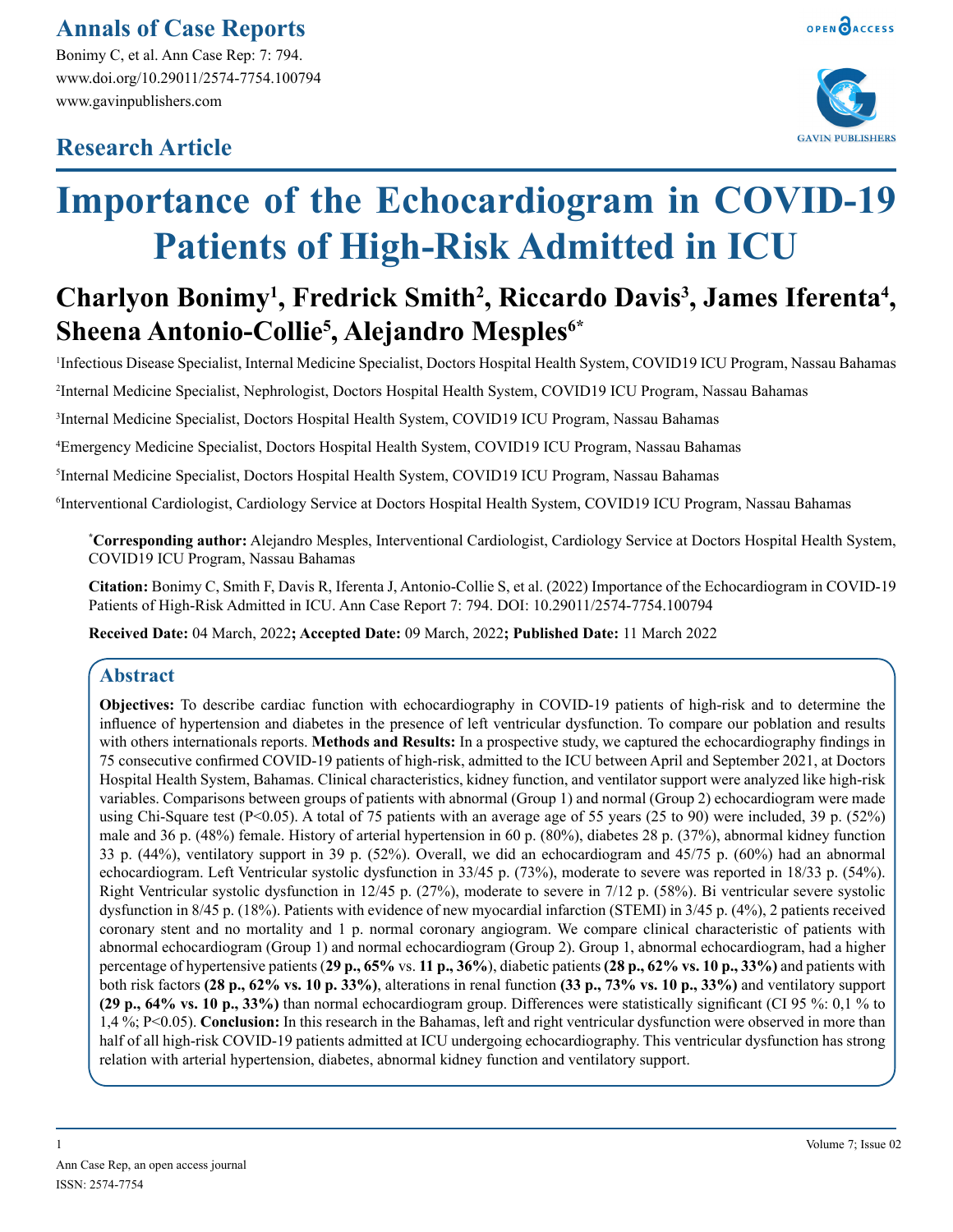# Importance of the Echocardiogram in COVID-19 Patients of High-Risk Admitted in ICU

**Research Article**

**Charlyon Bonimy[1], Fredrick Smith[2], Riccardo Davis[3], James Iferenta[4], Sheena Antonio-Collie[5], Alejandro Mesples[6*]**

[1]Infectious Disease Specialist, Internal Medicine Specialist, Doctors Hospital Health System, COVID19 ICU Program, Nassau Bahamas

[2]Internal Medicine Specialist, Nephrologist, Doctors Hospital Health System, COVID19 ICU Program, Nassau Bahamas

[3]Internal Medicine Specialist, Doctors Hospital Health System, COVID19 ICU Program, Nassau Bahamas

[4]Emergency Medicine Specialist, Doctors Hospital Health System, COVID19 ICU Program, Nassau Bahamas

[5]Internal Medicine Specialist, Doctors Hospital Health System, COVID19 ICU Program, Nassau Bahamas

[6]Interventional Cardiologist, Cardiology Service at Doctors Hospital Health System, COVID19 ICU Program, Nassau Bahamas

**\*Corresponding author:** Alejandro Mesples, Interventional Cardiologist, Cardiology Service at Doctors Hospital Health System, COVID19 ICU Program, Nassau Bahamas

**Citation:** Bonimy C, Smith F, Davis R, Iferenta J, Antonio-Collie S, et al. (2022) Importance of the Echocardiogram in COVID-19 Patients of High-Risk Admitted in ICU. Ann Case Report 7: 794. DOI: 10.29011/2574-7754.100794

**Received Date:** 04 March, 2022**; Accepted Date:** 09 March, 2022**; Published Date:** 11 March 2022

## Abstract

**Objectives:** To describe cardiac function with echocardiography in COVID-19 patients of high-risk and to determine the influence of hypertension and diabetes in the presence of left ventricular dysfunction. To compare our poblation and results with others internationals reports. **Methods and Results:** In a prospective study, we captured the echocardiography findings in 75 consecutive confirmed COVID-19 patients of high-risk, admitted to the ICU between April and September 2021, at Doctors Hospital Health System, Bahamas. Clinical characteristics, kidney function, and ventilator support were analyzed like high-risk variables. Comparisons between groups of patients with abnormal (Group 1) and normal (Group 2) echocardiogram were made using Chi-Square test (P<0.05). A total of 75 patients with an average age of 55 years (25 to 90) were included, 39 p. (52%) male and 36 p. (48%) female. History of arterial hypertension in 60 p. (80%), diabetes 28 p. (37%), abnormal kidney function 33 p. (44%), ventilatory support in 39 p. (52%). Overall, we did an echocardiogram and 45/75 p. (60%) had an abnormal echocardiogram. Left Ventricular systolic dysfunction in 33/45 p. (73%), moderate to severe was reported in 18/33 p. (54%). Right Ventricular systolic dysfunction in 12/45 p. (27%), moderate to severe in 7/12 p. (58%). Bi ventricular severe systolic dysfunction in 8/45 p. (18%). Patients with evidence of new myocardial infarction (STEMI) in 3/45 p. (4%), 2 patients received coronary stent and no mortality and 1 p. normal coronary angiogram. We compare clinical characteristic of patients with abnormal echocardiogram (Group 1) and normal echocardiogram (Group 2). Group 1, abnormal echocardiogram, had a higher percentage of hypertensive patients (**29 p., 65%** vs. **11 p., 36%**), diabetic patients **(28 p., 62% vs. 10 p., 33%)** and patients with both risk factors **(28 p., 62% vs. 10 p. 33%)**, alterations in renal function **(33 p., 73% vs. 10 p., 33%)** and ventilatory support **(29 p., 64% vs. 10 p., 33%)** than normal echocardiogram group. Differences were statistically significant (CI 95 %: 0,1 % to 1,4 %; P<0.05). **Conclusion:** In this research in the Bahamas, left and right ventricular dysfunction were observed in more than half of all high-risk COVID-19 patients admitted at ICU undergoing echocardiography. This ventricular dysfunction has strong relation with arterial hypertension, diabetes, abnormal kidney function and ventilatory support.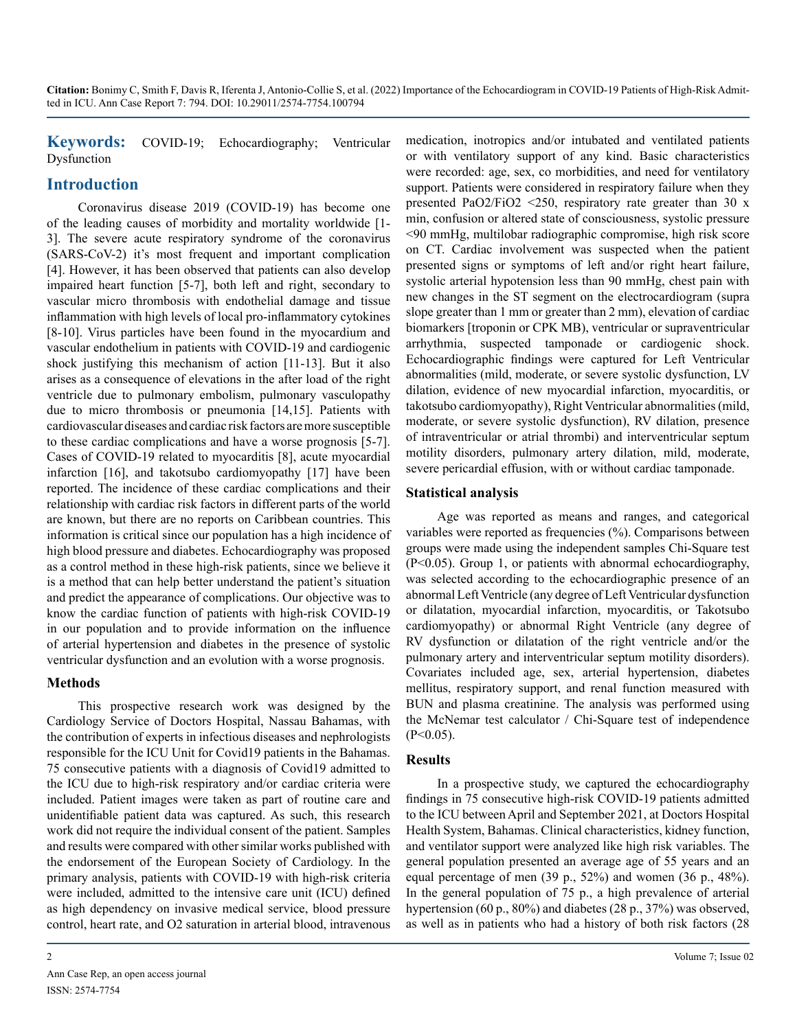**Keywords:** COVID-19; Echocardiography; Ventricular Dysfunction

## Introduction

Coronavirus disease 2019 (COVID-19) has become one of the leading causes of morbidity and mortality worldwide [1-3]. The severe acute respiratory syndrome of the coronavirus (SARS-CoV-2) it's most frequent and important complication [4]. However, it has been observed that patients can also develop impaired heart function [5-7], both left and right, secondary to vascular micro thrombosis with endothelial damage and tissue inflammation with high levels of local pro-inflammatory cytokines [8-10]. Virus particles have been found in the myocardium and vascular endothelium in patients with COVID-19 and cardiogenic shock justifying this mechanism of action [11-13]. But it also arises as a consequence of elevations in the after load of the right ventricle due to pulmonary embolism, pulmonary vasculopathy due to micro thrombosis or pneumonia [14,15]. Patients with cardiovascular diseases and cardiac risk factors are more susceptible to these cardiac complications and have a worse prognosis [5-7]. Cases of COVID-19 related to myocarditis [8], acute myocardial infarction [16], and takotsubo cardiomyopathy [17] have been reported. The incidence of these cardiac complications and their relationship with cardiac risk factors in different parts of the world are known, but there are no reports on Caribbean countries. This information is critical since our population has a high incidence of high blood pressure and diabetes. Echocardiography was proposed as a control method in these high-risk patients, since we believe it is a method that can help better understand the patient's situation and predict the appearance of complications. Our objective was to know the cardiac function of patients with high-risk COVID-19 in our population and to provide information on the influence of arterial hypertension and diabetes in the presence of systolic ventricular dysfunction and an evolution with a worse prognosis.

## Methods

This prospective research work was designed by the Cardiology Service of Doctors Hospital, Nassau Bahamas, with the contribution of experts in infectious diseases and nephrologists responsible for the ICU Unit for Covid19 patients in the Bahamas. 75 consecutive patients with a diagnosis of Covid19 admitted to the ICU due to high-risk respiratory and/or cardiac criteria were included. Patient images were taken as part of routine care and unidentifiable patient data was captured. As such, this research work did not require the individual consent of the patient. Samples and results were compared with other similar works published with the endorsement of the European Society of Cardiology. In the primary analysis, patients with COVID-19 with high-risk criteria were included, admitted to the intensive care unit (ICU) defined as high dependency on invasive medical service, blood pressure control, heart rate, and O2 saturation in arterial blood, intravenous medication, inotropics and/or intubated and ventilated patients or with ventilatory support of any kind. Basic characteristics were recorded: age, sex, co morbidities, and need for ventilatory support. Patients were considered in respiratory failure when they presented $PaO_2/FiO_2 < 250$, respiratory rate greater than 30 x min, confusion or altered state of consciousness, systolic pressure <90 mmHg, multilobar radiographic compromise, high risk score on CT. Cardiac involvement was suspected when the patient presented signs or symptoms of left and/or right heart failure, systolic arterial hypotension less than 90 mmHg, chest pain with new changes in the ST segment on the electrocardiogram (supra slope greater than 1 mm or greater than 2 mm), elevation of cardiac biomarkers [troponin or CPK MB), ventricular or supraventricular arrhythmia, suspected tamponade or cardiogenic shock. Echocardiographic findings were captured for Left Ventricular abnormalities (mild, moderate, or severe systolic dysfunction, LV dilation, evidence of new myocardial infarction, myocarditis, or takotsubo cardiomyopathy), Right Ventricular abnormalities (mild, moderate, or severe systolic dysfunction), RV dilation, presence of intraventricular or atrial thrombi) and interventricular septum motility disorders, pulmonary artery dilation, mild, moderate, severe pericardial effusion, with or without cardiac tamponade.

### Statistical analysis

Age was reported as means and ranges, and categorical variables were reported as frequencies (%). Comparisons between groups were made using the independent samples Chi-Square test ($P<0.05$). Group 1, or patients with abnormal echocardiography, was selected according to the echocardiographic presence of an abnormal Left Ventricle (any degree of Left Ventricular dysfunction or dilatation, myocardial infarction, myocarditis, or Takotsubo cardiomyopathy) or abnormal Right Ventricle (any degree of RV dysfunction or dilatation of the right ventricle and/or the pulmonary artery and interventricular septum motility disorders). Covariates included age, sex, arterial hypertension, diabetes mellitus, respiratory support, and renal function measured with BUN and plasma creatinine. The analysis was performed using the McNemar test calculator / Chi-Square test of independence ($P<0.05$).

### Results

In a prospective study, we captured the echocardiography findings in 75 consecutive high-risk COVID-19 patients admitted to the ICU between April and September 2021, at Doctors Hospital Health System, Bahamas. Clinical characteristics, kidney function, and ventilator support were analyzed like high risk variables. The general population presented an average age of 55 years and an equal percentage of men (39 p., 52%) and women (36 p., 48%). In the general population of 75 p., a high prevalence of arterial hypertension (60 p., 80%) and diabetes (28 p., 37%) was observed, as well as in patients who had a history of both risk factors (28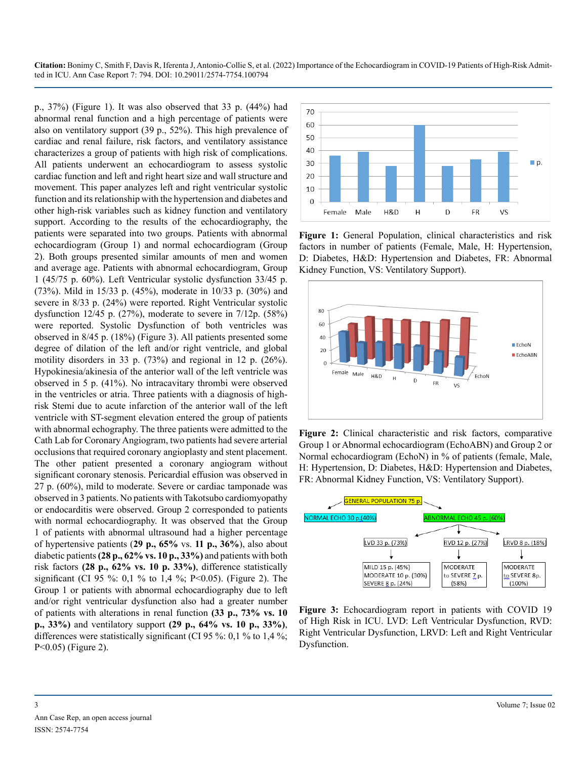p., 37%) (Figure 1). It was also observed that 33 p. (44%) had abnormal renal function and a high percentage of patients were also on ventilatory support (39 p., 52%). This high prevalence of cardiac and renal failure, risk factors, and ventilatory assistance characterizes a group of patients with high risk of complications. All patients underwent an echocardiogram to assess systolic cardiac function and left and right heart size and wall structure and movement. This paper analyzes left and right ventricular systolic function and its relationship with the hypertension and diabetes and other high-risk variables such as kidney function and ventilatory support. According to the results of the echocardiography, the patients were separated into two groups. Patients with abnormal echocardiogram (Group 1) and normal echocardiogram (Group 2). Both groups presented similar amounts of men and women and average age. Patients with abnormal echocardiogram, Group 1 (45/75 p. 60%). Left Ventricular systolic dysfunction 33/45 p. (73%). Mild in 15/33 p. (45%), moderate in 10/33 p. (30%) and severe in 8/33 p. (24%) were reported. Right Ventricular systolic dysfunction 12/45 p. (27%), moderate to severe in 7/12p. (58%) were reported. Systolic Dysfunction of both ventricles was observed in 8/45 p. (18%) (Figure 3). All patients presented some degree of dilation of the left and/or right ventricle, and global motility disorders in 33 p. (73%) and regional in 12 p. (26%). Hypokinesia/akinesia of the anterior wall of the left ventricle was observed in 5 p. (41%). No intracavitary thrombi were observed in the ventricles or atria. Three patients with a diagnosis of high-risk Stemi due to acute infarction of the anterior wall of the left ventricle with ST-segment elevation entered the group of patients with abnormal echography. The three patients were admitted to the Cath Lab for Coronary Angiogram, two patients had severe arterial occlusions that required coronary angioplasty and stent placement. The other patient presented a coronary angiogram without significant coronary stenosis. Pericardial effusion was observed in 27 p. (60%), mild to moderate. Severe or cardiac tamponade was observed in 3 patients. No patients with Takotsubo cardiomyopathy or endocarditis were observed. Group 2 corresponded to patients with normal echocardiography. It was observed that the Group 1 of patients with abnormal ultrasound had a higher percentage of hypertensive patients (**29 p., 65%** vs. **11 p., 36%**), also about diabetic patients **(28 p., 62% vs. 10 p., 33%)** and patients with both risk factors **(28 p., 62% vs. 10 p. 33%)**, difference statistically significant (CI 95 %: 0,1 % to 1,4 %; P<0.05). (Figure 2). The Group 1 or patients with abnormal echocardiography due to left and/or right ventricular dysfunction also had a greater number of patients with alterations in renal function **(33 p., 73% vs. 10 p., 33%)** and ventilatory support **(29 p., 64% vs. 10 p., 33%)**, differences were statistically significant (CI 95 %: 0,1 % to 1,4 %; P<0.05) (Figure 2).

70
60
50
40
30
20
10
0
Female Male H&D H D FR VS
p.

**Figure 1:** General Population, clinical characteristics and risk factors in number of patients (Female, Male, H: Hypertension, D: Diabetes, H&D: Hypertension and Diabetes, FR: Abnormal Kidney Function, VS: Ventilatory Support).

80
60
40
20
0
Female Male H&D H D FR VS
EchoN
EchoN
EchoABN

**Figure 2:** Clinical characteristic and risk factors, comparative Group 1 or Abnormal echocardiogram (EchoABN) and Group 2 or Normal echocardiogram (EchoN) in % of patients (female, Male, H: Hypertension, D: Diabetes, H&D: Hypertension and Diabetes, FR: Abnormal Kidney Function, VS: Ventilatory Support).

GENERAL POPULATION 75 p.
NORMAL ECHO 30 p.(40%)
ABNORMAL ECHO 45 p. (60%)
LVD 33 p. (73%)
RVD 12 p. (27%)
LRVD 8 p. (18%)
MILD 15 p. (45%)
MODERATE 10 p. (30%)
SEVERE 8 p. (24%)
MODERATE to SEVERE 7 p. (58%)
MODERATE to SEVERE 8p. (100%)

**Figure 3:** Echocardiogram report in patients with COVID 19 of High Risk in ICU. LVD: Left Ventricular Dysfunction, RVD: Right Ventricular Dysfunction, LRVD: Left and Right Ventricular Dysfunction.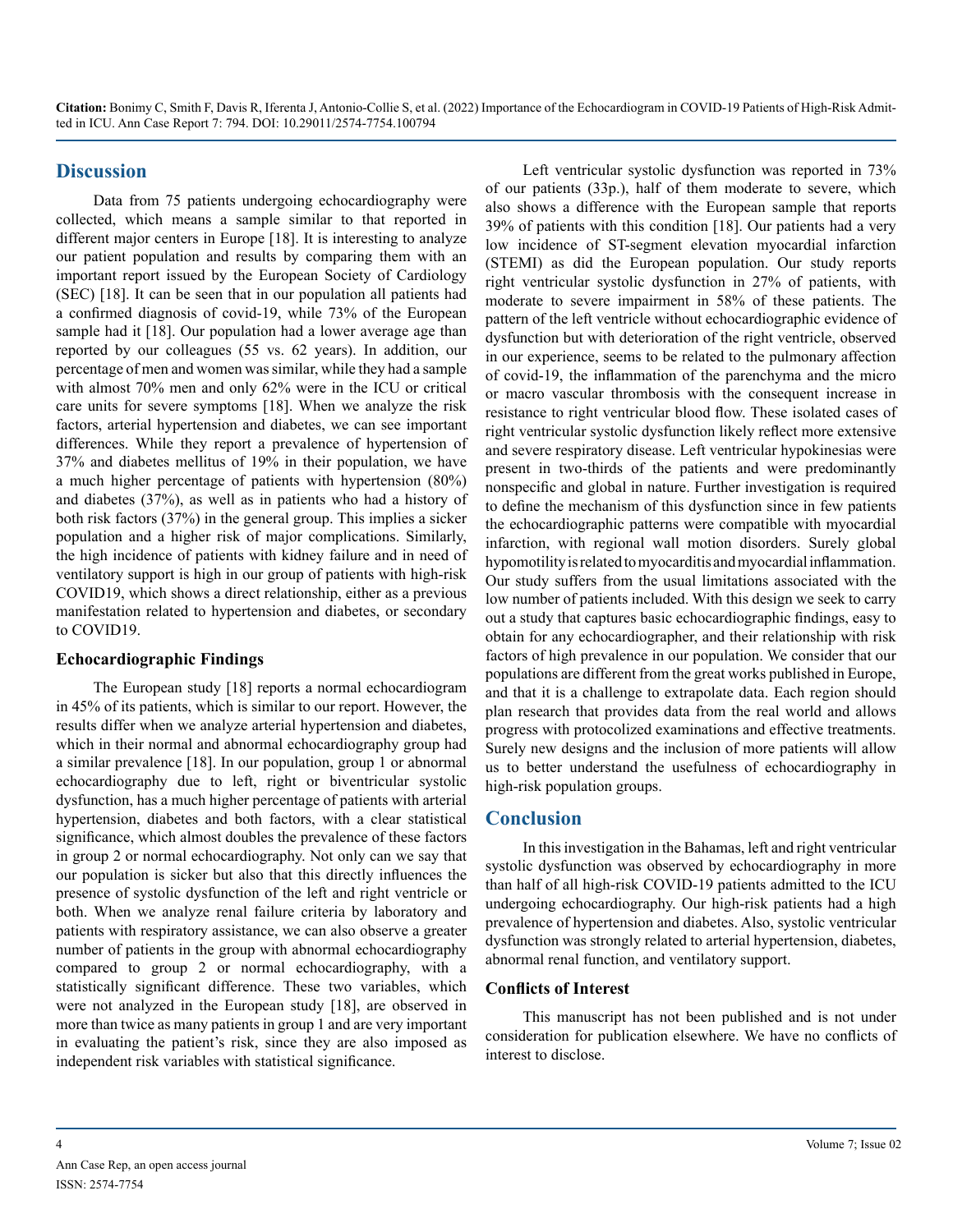## Discussion

Data from 75 patients undergoing echocardiography were collected, which means a sample similar to that reported in different major centers in Europe [18]. It is interesting to analyze our patient population and results by comparing them with an important report issued by the European Society of Cardiology (SEC) [18]. It can be seen that in our population all patients had a confirmed diagnosis of covid-19, while 73% of the European sample had it [18]. Our population had a lower average age than reported by our colleagues (55 vs. 62 years). In addition, our percentage of men and women was similar, while they had a sample with almost 70% men and only 62% were in the ICU or critical care units for severe symptoms [18]. When we analyze the risk factors, arterial hypertension and diabetes, we can see important differences. While they report a prevalence of hypertension of 37% and diabetes mellitus of 19% in their population, we have a much higher percentage of patients with hypertension (80%) and diabetes (37%), as well as in patients who had a history of both risk factors (37%) in the general group. This implies a sicker population and a higher risk of major complications. Similarly, the high incidence of patients with kidney failure and in need of ventilatory support is high in our group of patients with high-risk COVID19, which shows a direct relationship, either as a previous manifestation related to hypertension and diabetes, or secondary to COVID19.

### Echocardiographic Findings

The European study [18] reports a normal echocardiogram in 45% of its patients, which is similar to our report. However, the results differ when we analyze arterial hypertension and diabetes, which in their normal and abnormal echocardiography group had a similar prevalence [18]. In our population, group 1 or abnormal echocardiography due to left, right or biventricular systolic dysfunction, has a much higher percentage of patients with arterial hypertension, diabetes and both factors, with a clear statistical significance, which almost doubles the prevalence of these factors in group 2 or normal echocardiography. Not only can we say that our population is sicker but also that this directly influences the presence of systolic dysfunction of the left and right ventricle or both. When we analyze renal failure criteria by laboratory and patients with respiratory assistance, we can also observe a greater number of patients in the group with abnormal echocardiography compared to group 2 or normal echocardiography, with a statistically significant difference. These two variables, which were not analyzed in the European study [18], are observed in more than twice as many patients in group 1 and are very important in evaluating the patient's risk, since they are also imposed as independent risk variables with statistical significance.

Left ventricular systolic dysfunction was reported in 73% of our patients (33p.), half of them moderate to severe, which also shows a difference with the European sample that reports 39% of patients with this condition [18]. Our patients had a very low incidence of ST-segment elevation myocardial infarction (STEMI) as did the European population. Our study reports right ventricular systolic dysfunction in 27% of patients, with moderate to severe impairment in 58% of these patients. The pattern of the left ventricle without echocardiographic evidence of dysfunction but with deterioration of the right ventricle, observed in our experience, seems to be related to the pulmonary affection of covid-19, the inflammation of the parenchyma and the micro or macro vascular thrombosis with the consequent increase in resistance to right ventricular blood flow. These isolated cases of right ventricular systolic dysfunction likely reflect more extensive and severe respiratory disease. Left ventricular hypokinesias were present in two-thirds of the patients and were predominantly nonspecific and global in nature. Further investigation is required to define the mechanism of this dysfunction since in few patients the echocardiographic patterns were compatible with myocardial infarction, with regional wall motion disorders. Surely global hypomotility is related to myocarditis and myocardial inflammation. Our study suffers from the usual limitations associated with the low number of patients included. With this design we seek to carry out a study that captures basic echocardiographic findings, easy to obtain for any echocardiographer, and their relationship with risk factors of high prevalence in our population. We consider that our populations are different from the great works published in Europe, and that it is a challenge to extrapolate data. Each region should plan research that provides data from the real world and allows progress with protocolized examinations and effective treatments. Surely new designs and the inclusion of more patients will allow us to better understand the usefulness of echocardiography in high-risk population groups.

## Conclusion

In this investigation in the Bahamas, left and right ventricular systolic dysfunction was observed by echocardiography in more than half of all high-risk COVID-19 patients admitted to the ICU undergoing echocardiography. Our high-risk patients had a high prevalence of hypertension and diabetes. Also, systolic ventricular dysfunction was strongly related to arterial hypertension, diabetes, abnormal renal function, and ventilatory support.

### Conflicts of Interest

This manuscript has not been published and is not under consideration for publication elsewhere. We have no conflicts of interest to disclose.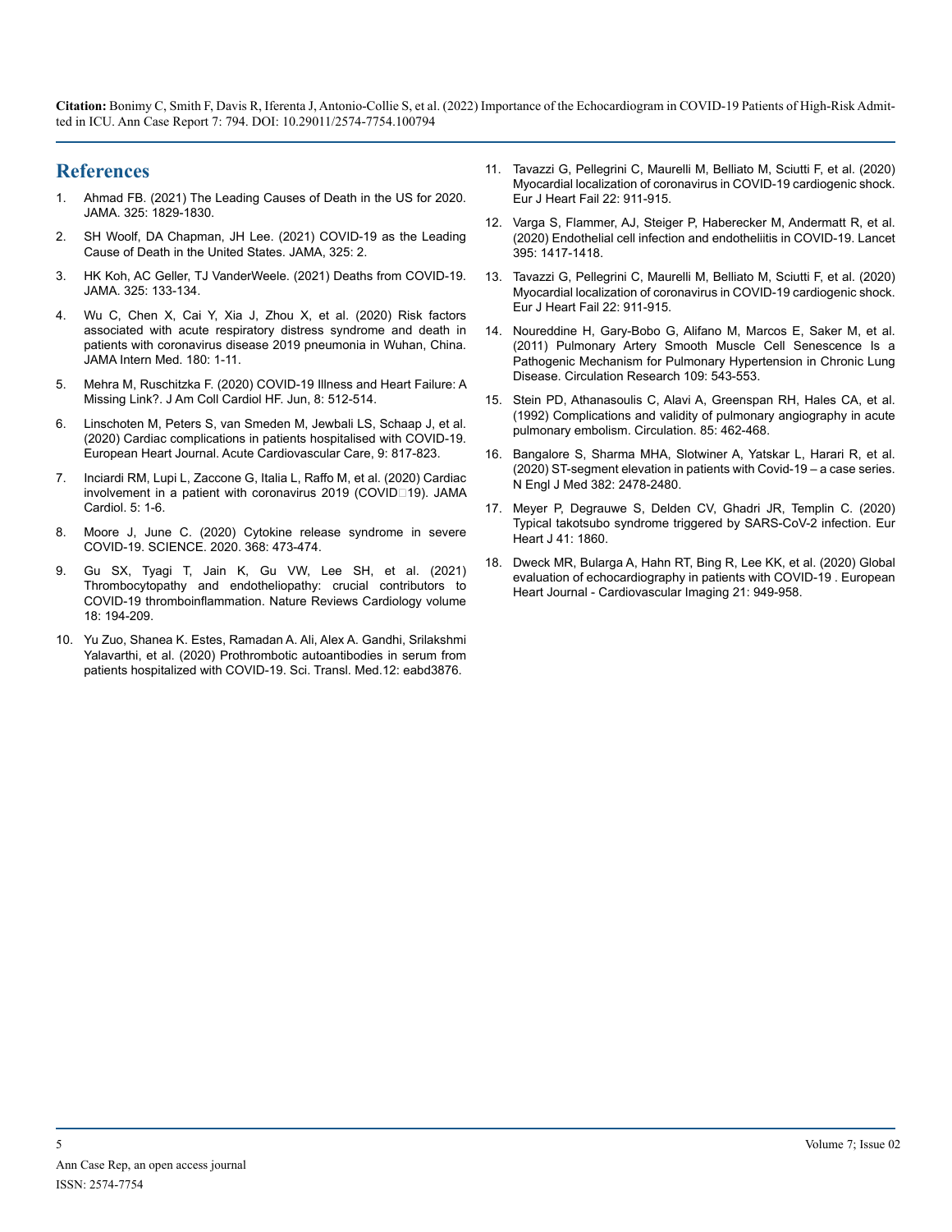## References

1. Ahmad FB. (2021) The Leading Causes of Death in the US for 2020. JAMA. 325: 1829-1830.
2. SH Woolf, DA Chapman, JH Lee. (2021) COVID-19 as the Leading Cause of Death in the United States. JAMA, 325: 2.
3. HK Koh, AC Geller, TJ VanderWeele. (2021) Deaths from COVID-19. JAMA. 325: 133-134.
4. Wu C, Chen X, Cai Y, Xia J, Zhou X, et al. (2020) Risk factors associated with acute respiratory distress syndrome and death in patients with coronavirus disease 2019 pneumonia in Wuhan, China. JAMA Intern Med. 180: 1-11.
5. Mehra M, Ruschitzka F. (2020) COVID-19 Illness and Heart Failure: A Missing Link?. J Am Coll Cardiol HF. Jun, 8: 512-514.
6. Linschoten M, Peters S, van Smeden M, Jewbali LS, Schaap J, et al. (2020) Cardiac complications in patients hospitalised with COVID-19. European Heart Journal. Acute Cardiovascular Care, 9: 817-823.
7. Inciardi RM, Lupi L, Zaccone G, Italia L, Raffo M, et al. (2020) Cardiac involvement in a patient with coronavirus 2019 (COVID□19). JAMA Cardiol. 5: 1-6.
8. Moore J, June C. (2020) Cytokine release syndrome in severe COVID-19. SCIENCE. 2020. 368: 473-474.
9. Gu SX, Tyagi T, Jain K, Gu VW, Lee SH, et al. (2021) Thrombocytopathy and endotheliopathy: crucial contributors to COVID-19 thromboinflammation. Nature Reviews Cardiology volume 18: 194-209.
10. Yu Zuo, Shanea K. Estes, Ramadan A. Ali, Alex A. Gandhi, Srilakshmi Yalavarthi, et al. (2020) Prothrombotic autoantibodies in serum from patients hospitalized with COVID-19. Sci. Transl. Med.12: eabd3876.
11. Tavazzi G, Pellegrini C, Maurelli M, Belliato M, Sciutti F, et al. (2020) Myocardial localization of coronavirus in COVID-19 cardiogenic shock. Eur J Heart Fail 22: 911-915.
12. Varga S, Flammer, AJ, Steiger P, Haberecker M, Andermatt R, et al. (2020) Endothelial cell infection and endotheliitis in COVID-19. Lancet 395: 1417-1418.
13. Tavazzi G, Pellegrini C, Maurelli M, Belliato M, Sciutti F, et al. (2020) Myocardial localization of coronavirus in COVID-19 cardiogenic shock. Eur J Heart Fail 22: 911-915.
14. Noureddine H, Gary-Bobo G, Alifano M, Marcos E, Saker M, et al. (2011) Pulmonary Artery Smooth Muscle Cell Senescence Is a Pathogenic Mechanism for Pulmonary Hypertension in Chronic Lung Disease. Circulation Research 109: 543-553.
15. Stein PD, Athanasoulis C, Alavi A, Greenspan RH, Hales CA, et al. (1992) Complications and validity of pulmonary angiography in acute pulmonary embolism. Circulation. 85: 462-468.
16. Bangalore S, Sharma MHA, Slotwiner A, Yatskar L, Harari R, et al. (2020) ST-segment elevation in patients with Covid-19 – a case series. N Engl J Med 382: 2478-2480.
17. Meyer P, Degrauwe S, Delden CV, Ghadri JR, Templin C. (2020) Typical takotsubo syndrome triggered by SARS-CoV-2 infection. Eur Heart J 41: 1860.
18. Dweck MR, Bularga A, Hahn RT, Bing R, Lee KK, et al. (2020) Global evaluation of echocardiography in patients with COVID-19 . European Heart Journal - Cardiovascular Imaging 21: 949-958.